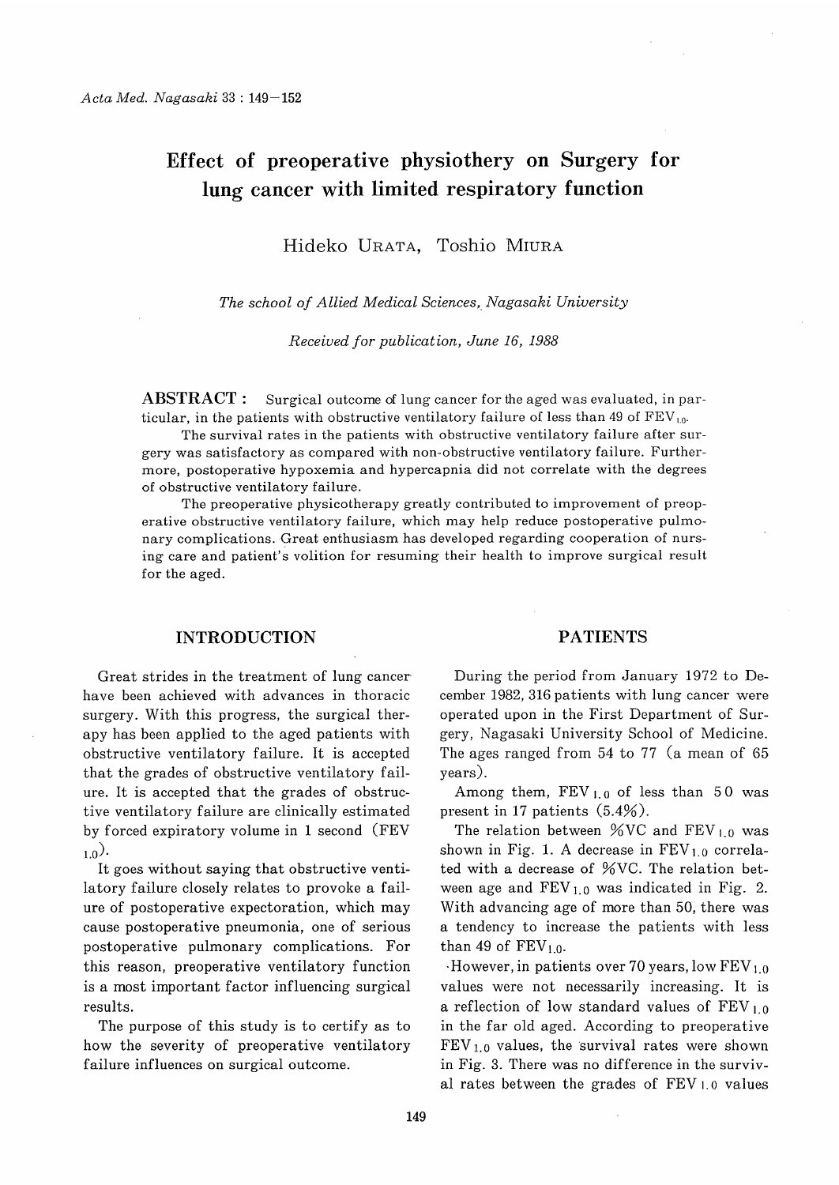# Effect of preoperative physiothery on Surgery for lung cancer with limited respiratory function

Hideko URATA, Toshio MIURA

*The school of Allied Medical Sciences, Nagasaki University*

*Received for publication, June 16, 1988*

**ABSTRACT :** Surgical outcome of lung cancer for the aged was evaluated, in particular, in the patients with obstructive ventilatory failure of less than 49 of $FEV_{1.0}$.

The survival rates in the patients with obstructive ventilatory failure after surgery was satisfactory as compared with non-obstructive ventilatory failure. Furthermore, postoperative hypoxemia and hypercapnia did not correlate with the degrees of obstructive ventilatory failure.

The preoperative physicotherapy greatly contributed to improvement of preoperative obstructive ventilatory failure, which may help reduce postoperative pulmonary complications. Great enthusiasm has developed regarding cooperation of nursing care and patient's volition for resuming their health to improve surgical result for the aged.

## INTRODUCTION

Great strides in the treatment of lung cancer have been achieved with advances in thoracic surgery. With this progress, the surgical therapy has been applied to the aged patients with obstructive ventilatory failure. It is accepted that the grades of obstructive ventilatory failure. It is accepted that the grades of obstructive ventilatory failure are clinically estimated by forced expiratory volume in 1 second ($FEV_{1.0}$).

It goes without saying that obstructive ventilatory failure closely relates to provoke a failure of postoperative expectoration, which may cause postoperative pneumonia, one of serious postoperative pulmonary complications. For this reason, preoperative ventilatory function is a most important factor influencing surgical results.

The purpose of this study is to certify as to how the severity of preoperative ventilatory failure influences on surgical outcome.

## PATIENTS

During the period from January 1972 to December 1982, 316 patients with lung cancer were operated upon in the First Department of Surgery, Nagasaki University School of Medicine. The ages ranged from 54 to 77 (a mean of 65 years).

Among them, $FEV_{1.0}$ of less than 50 was present in 17 patients (5.4%).

The relation between %VC and $FEV_{1.0}$ was shown in Fig. 1. A decrease in $FEV_{1.0}$ correlated with a decrease of %VC. The relation between age and $FEV_{1.0}$ was indicated in Fig. 2. With advancing age of more than 50, there was a tendency to increase the patients with less than 49 of $FEV_{1.0}$.

However, in patients over 70 years, low $FEV_{1.0}$ values were not necessarily increasing. It is a reflection of low standard values of $FEV_{1.0}$ in the far old aged. According to preoperative $FEV_{1.0}$ values, the survival rates were shown in Fig. 3. There was no difference in the survival rates between the grades of $FEV_{1.0}$ values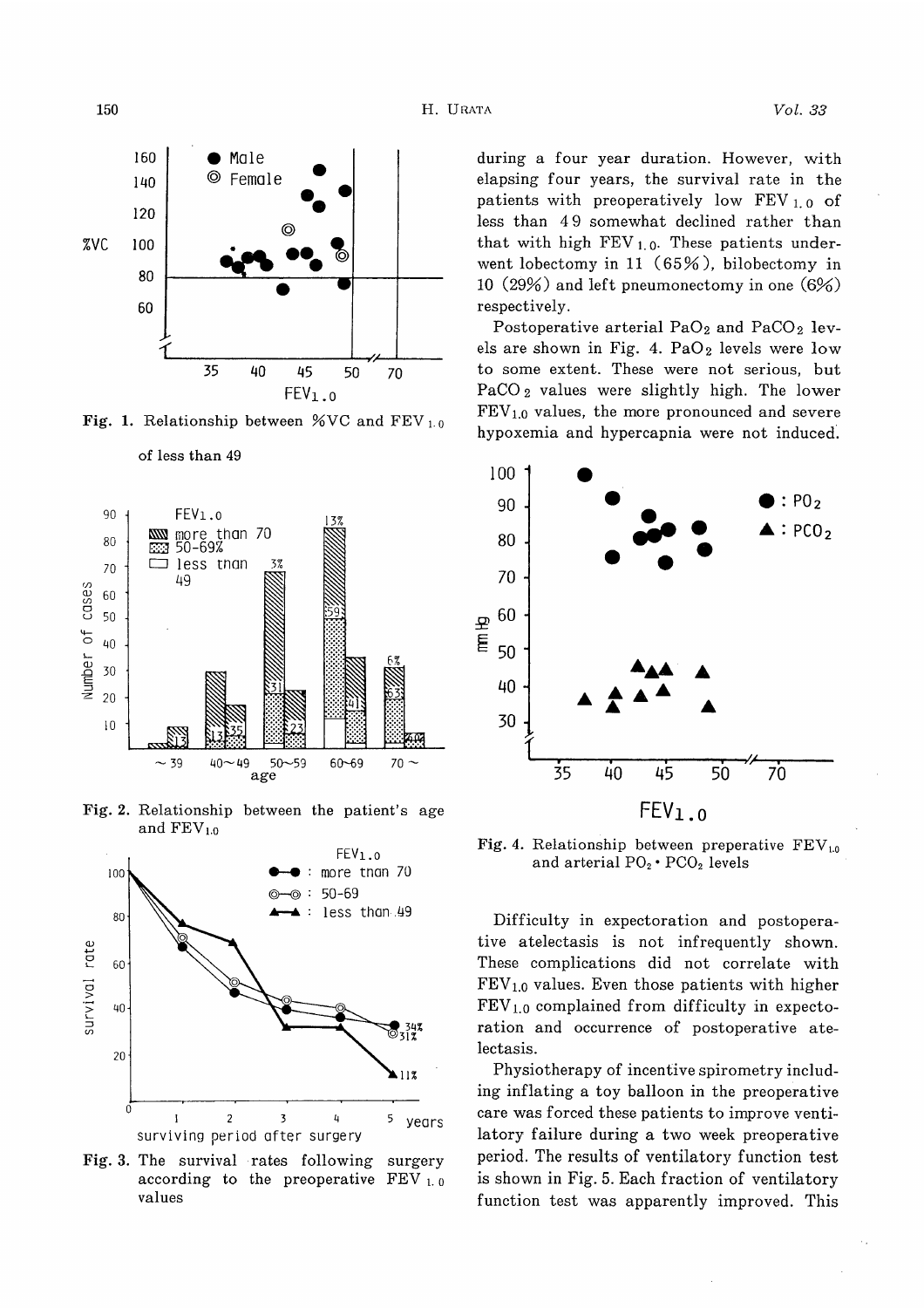Fig. 1. Relationship between %VC and $FEV_{1.0}$ of less than 49

Fig. 2. Relationship between the patient's age and $FEV_{1.0}$

Fig. 3. The survival rates following surgery according to the preoperative $FEV_{1.0}$ values

during a four year duration. However, with elapsing four years, the survival rate in the patients with preoperatively low $FEV_{1.0}$ of less than 49 somewhat declined rather than that with high $FEV_{1.0}$. These patients underwent lobectomy in 11 (65%), bilobectomy in 10 (29%) and left pneumonectomy in one (6%) respectively.

Postoperative arterial $PaO_2$ and $PaCO_2$ levels are shown in Fig. 4. $PaO_2$ levels were low to some extent. These were not serious, but $PaCO_2$ values were slightly high. The lower $FEV_{1.0}$ values, the more pronounced and severe hypoxemia and hypercapnia were not induced.

Fig. 4. Relationship between preperative $FEV_{1.0}$ and arterial $PO_2 \cdot PCO_2$ levels

Difficulty in expectoration and postoperative atelectasis is not infrequently shown. These complications did not correlate with $FEV_{1.0}$ values. Even those patients with higher $FEV_{1.0}$ complained from difficulty in expectoration and occurrence of postoperative atelectasis.

Physiotherapy of incentive spirometry including inflating a toy balloon in the preoperative care was forced these patients to improve ventilatory failure during a two week preoperative period. The results of ventilatory function test is shown in Fig. 5. Each fraction of ventilatory function test was apparently improved. This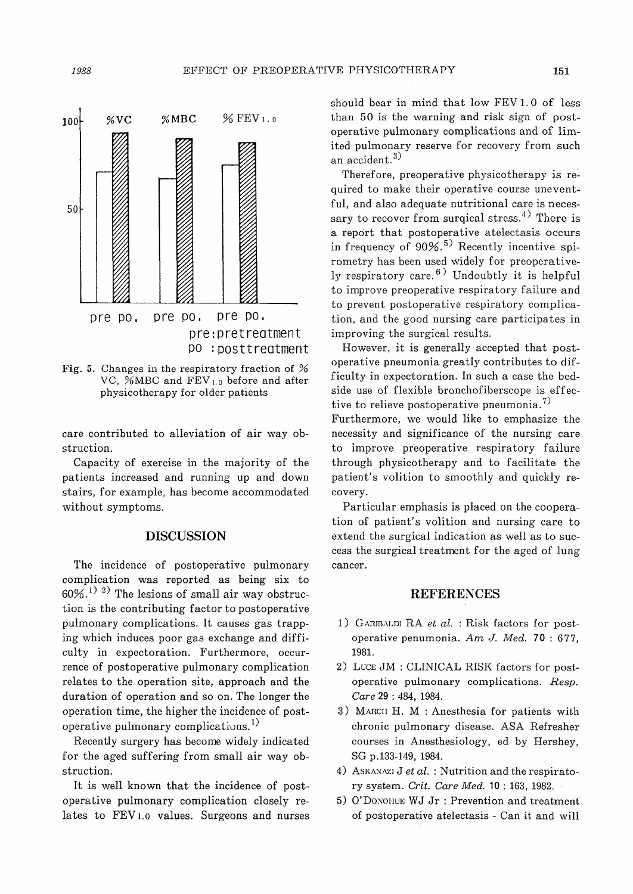Fig. 5. Changes in the respiratory fraction of %VC, %MBC and $FEV_{1.0}$ before and after physicotherapy for older patients

care contributed to alleviation of air way obstruction.

Capacity of exercise in the majority of the patients increased and running up and down stairs, for example, has become accommodated without symptoms.

## DISCUSSION

The incidence of postoperative pulmonary complication was reported as being six to 60%.[1) 2)] The lesions of small air way obstruction is the contributing factor to postoperative pulmonary complications. It causes gas trapping which induces poor gas exchange and difficulty in expectoration. Furthermore, occurrence of postoperative pulmonary complication relates to the operation site, approach and the duration of operation and so on. The longer the operation time, the higher the incidence of postoperative pulmonary complications.[1)]

Recently surgery has become widely indicated for the aged suffering from small air way obstruction.

It is well known that the incidence of postoperative pulmonary complication closely relates to $FEV_{1.0}$ values. Surgeons and nurses should bear in mind that low FEV 1.0 of less than 50 is the warning and risk sign of postoperative pulmonary complications and of limited pulmonary reserve for recovery from such an accident.[3)]

Therefore, preoperative physicotherapy is required to make their operative course uneventful, and also adequate nutritional care is necessary to recover from surqical stress.[4)] There is a report that postoperative atelectasis occurs in frequency of 90%.[5)] Recently incentive spirometry has been used widely for preoperatively respiratory care.[6)] Undoubtly it is helpful to improve preoperative respiratory failure and to prevent postoperative respiratory complication, and the good nursing care participates in improving the surgical results.

However, it is generally accepted that postoperative pneumonia greatly contributes to difficulty in expectoration. In such a case the bedside use of flexible bronchofiberscope is effective to relieve postoperative pneumonia.[7)]

Furthermore, we would like to emphasize the necessity and significance of the nursing care to improve preoperative respiratory failure through physicotherapy and to facilitate the patient's volition to smoothly and quickly recovery.

Particular emphasis is placed on the cooperation of patient's volition and nursing care to extend the surgical indication as well as to success the surgical treatment for the aged of lung cancer.

## REFERENCES

1) GARIBALDI RA *et al.* : Risk factors for postoperative penumonia. *Am J. Med.* **70** : 677, 1981.
2) LUCE JM : CLINICAL RISK factors for postoperative pulmonary complications. *Resp. Care* **29** : 484, 1984.
3) MARCH H. M : Anesthesia for patients with chronic pulmonary disease. ASA Refresher courses in Anesthesiology, ed by Hershey, SG p.133-149, 1984.
4) ASKANAZI J *et al.* : Nutrition and the respiratory system. *Crit. Care Med.* **10** : 163, 1982.
5) O'DONOHUE WJ Jr : Prevention and treatment of postoperative atelectasis - Can it and will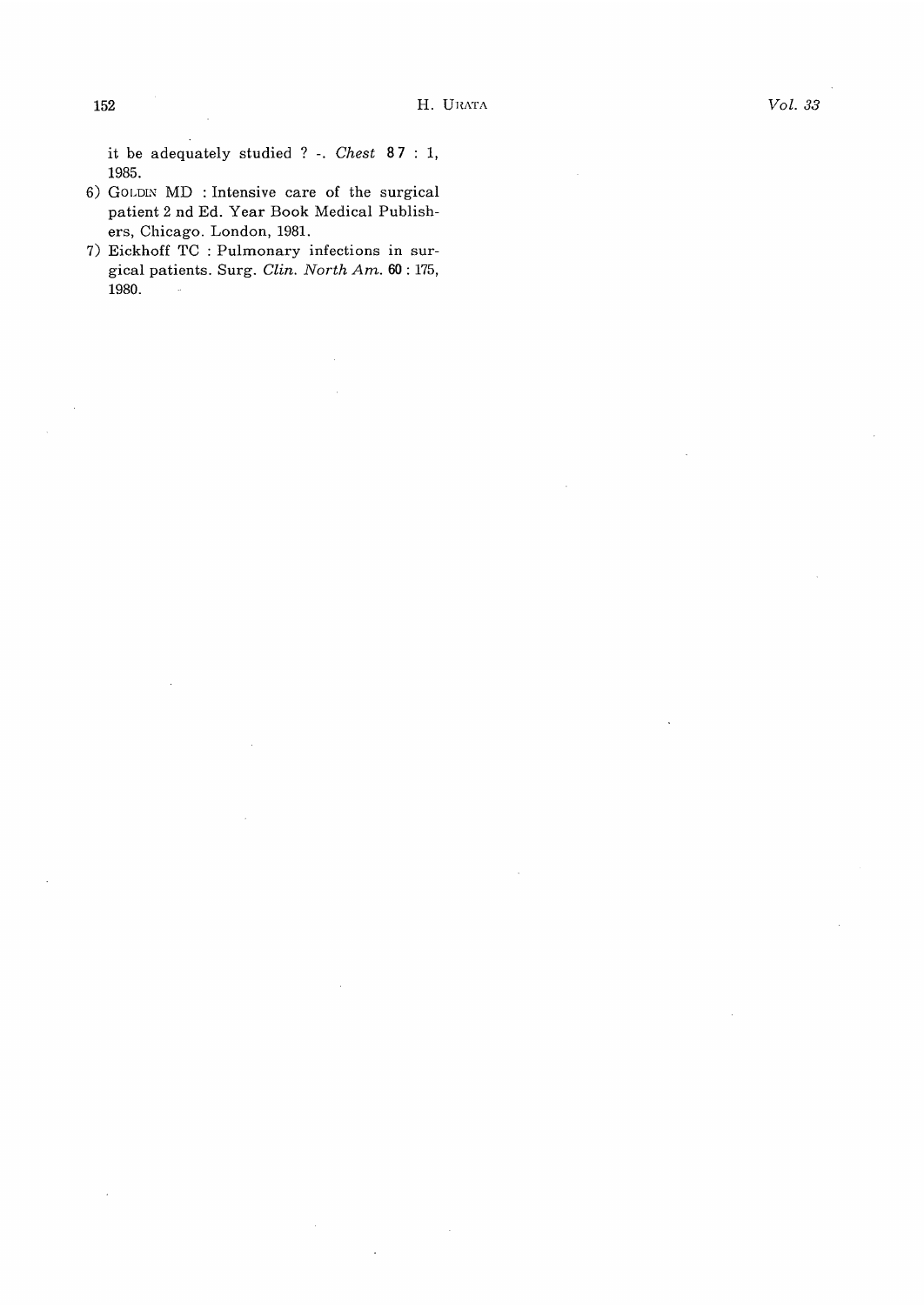it be adequately studied ? -. *Chest* **87** : 1, 1985.

6) GOLDIN MD : Intensive care of the surgical patient 2 nd Ed. Year Book Medical Publishers, Chicago. London, 1981.
7) Eickhoff TC : Pulmonary infections in surgical patients. Surg. *Clin. North Am.* **60** : 175, 1980.